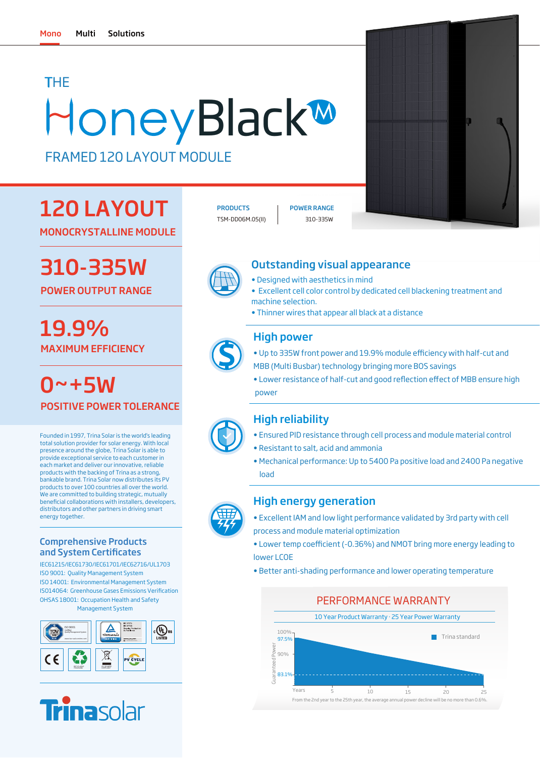Mono Multi Solutions

# THE HoneyBlack M

## FRAMED 120 LAYOUT MODULE

**PRODUCTS** TSM-DD06M.05(II)

**POWER RANGE** 310-335W

# 120 LAYOUT

**MONOCRYSTALLINE MODULE**

# 310-335W

**POWER OUTPUT RANGE**

# 19.9%

**MAXIMUM EFFICIENCY**

# 0~+5W

**POSITIVE POWER TOLERANCE**

Founded in 1997, Trina Solar is the world's leading total solution provider for solar energy. With local presence around the globe, Trina Solar is able to provide exceptional service to each customer in each market and deliver our innovative, reliable products with the backing of Trina as a strong, bankable brand. Trina Solar now distributes its PV products to over 100 countries all over the world. We are committed to building strategic, mutually beneficial collaborations with installers, developers, distributors and other partners in driving smart energy together.

## Comprehensive Products and System Certificates

IEC61215/IEC61730/IEC61701/IEC62716/UL1703
ISO 9001: Quality Management System
ISO 14001: Environmental Management System
ISO14064: Greenhouse Gases Emissions Verification
OHSAS 18001: Occupation Health and Safety Management System

## Outstanding visual appearance

- Designed with aesthetics in mind
- Excellent cell color control by dedicated cell blackening treatment and machine selection.
- Thinner wires that appear all black at a distance

## High power

- Up to 335W front power and 19.9% module efficiency with half-cut and MBB (Multi Busbar) technology bringing more BOS savings
- Lower resistance of half-cut and good reflection effect of MBB ensure high power

## High reliability

- Ensured PID resistance through cell process and module material control
- Resistant to salt, acid and ammonia
- Mechanical performance: Up to 5400 Pa positive load and 2400 Pa negative load

## High energy generation

- Excellent IAM and low light performance validated by 3rd party with cell process and module material optimization
- Lower temp coefficient (-0.36%) and NMOT bring more energy leading to lower LCOE
- Better anti-shading performance and lower operating temperature

## PERFORMANCE WARRANTY

10 Year Product Warranty · 25 Year Power Warranty

Trina standard

Guaranteed Power

100%
97.5%
90%
83.1%

Years
5
10
15
20
25

From the 2nd year to the 25th year, the average annual power decline will be no more than 0.6%.

Trinasolar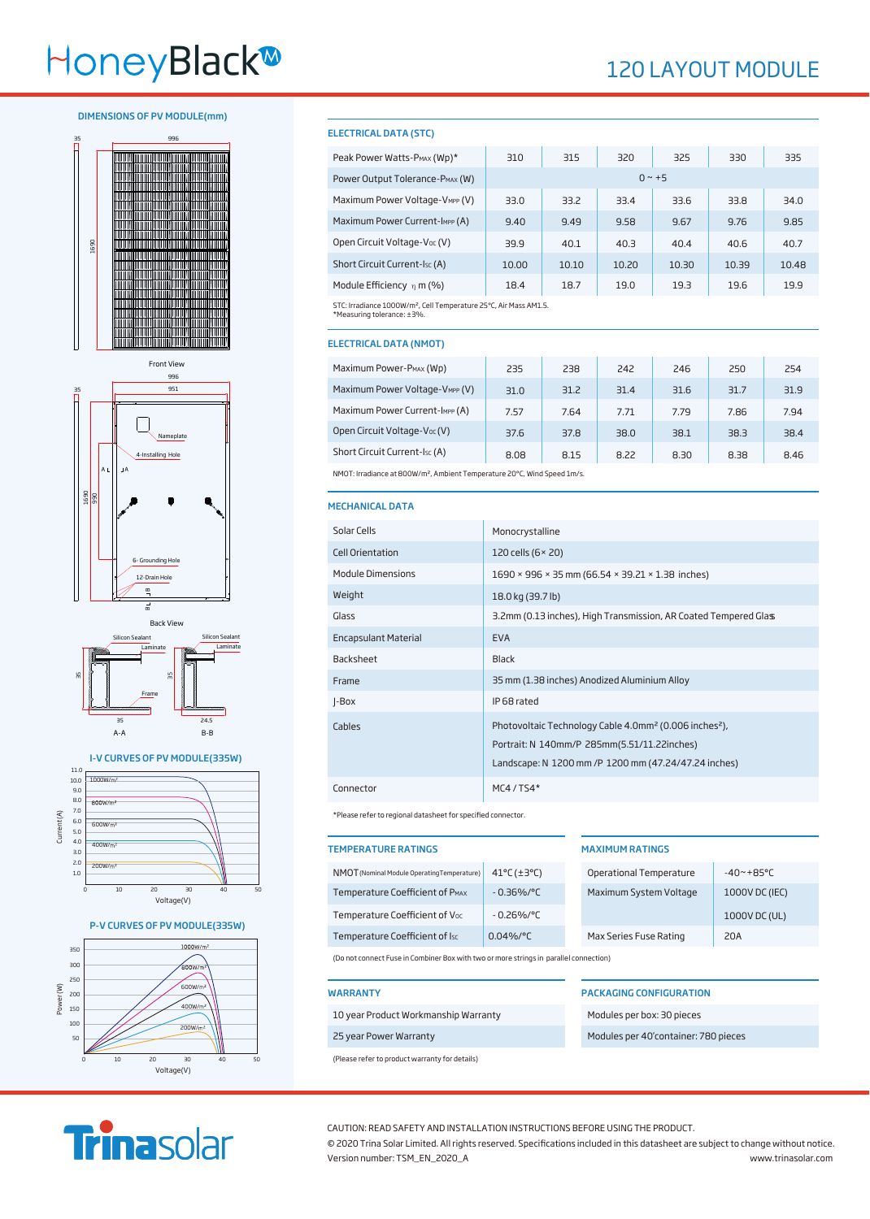# HoneyBlack

## 120 LAYOUT MODULE

### DIMENSIONS OF PV MODULE(mm)

35
996
1690

Front View

996
951
35
Nameplate
4-Installing Hole
A L
J A
1690
990
6- Grounding Hole
12-Drain Hole
B
B

Back View

Silicon Sealant
Laminate
Silicon Sealant
Laminate
35
35
Frame
35
24.5
A-A
B-B

### I-V CURVES OF PV MODULE(335W)

Current(A)
11.0
10.0
9.0
8.0
7.0
6.0
5.0
4.0
3.0
2.0
1.0
1000W/m²
800W/m²
600W/m²
400W/m²
200W/m²
0
10
20
30
40
50
Voltage(V)

### P-V CURVES OF PV MODULE(335W)

Power(W)
350
300
250
200
150
100
50
1000W/m²
800W/m²
600W/m²
400W/m²
200W/m²
0
10
20
30
40
50
Voltage(V)

### ELECTRICAL DATA (STC)

| Peak Power Watts-$P_{MAX}$ (Wp)* | 310 | 315 | 320 | 325 | 330 | 335 |
|---|---|---|---|---|---|---|
| Power Output Tolerance-$P_{MAX}$ (W) | 0 ~ +5 | | | | | |
| Maximum Power Voltage-$V_{MPP}$ (V) | 33.0 | 33.2 | 33.4 | 33.6 | 33.8 | 34.0 |
| Maximum Power Current-$I_{MPP}$ (A) | 9.40 | 9.49 | 9.58 | 9.67 | 9.76 | 9.85 |
| Open Circuit Voltage-$V_{OC}$ (V) | 39.9 | 40.1 | 40.3 | 40.4 | 40.6 | 40.7 |
| Short Circuit Current-$I_{SC}$ (A) | 10.00 | 10.10 | 10.20 | 10.30 | 10.39 | 10.48 |
| Module Efficiency $\eta$ m (%) | 18.4 | 18.7 | 19.0 | 19.3 | 19.6 | 19.9 |

STC: Irradiance 1000W/m², Cell Temperature 25°C, Air Mass AM1.5.
*Measuring tolerance: ±3%.

### ELECTRICAL DATA (NMOT)

| Maximum Power-$P_{MAX}$ (Wp) | 235 | 238 | 242 | 246 | 250 | 254 |
|---|---|---|---|---|---|---|
| Maximum Power Voltage-$V_{MPP}$ (V) | 31.0 | 31.2 | 31.4 | 31.6 | 31.7 | 31.9 |
| Maximum Power Current-$I_{MPP}$ (A) | 7.57 | 7.64 | 7.71 | 7.79 | 7.86 | 7.94 |
| Open Circuit Voltage-$V_{OC}$ (V) | 37.6 | 37.8 | 38.0 | 38.1 | 38.3 | 38.4 |
| Short Circuit Current-$I_{SC}$ (A) | 8.08 | 8.15 | 8.22 | 8.30 | 8.38 | 8.46 |

NMOT: Irradiance at 800W/m², Ambient Temperature 20°C, Wind Speed 1m/s.

### MECHANICAL DATA

| | |
|---|---|
| Solar Cells | Monocrystalline |
| Cell Orientation | 120 cells (6× 20) |
| Module Dimensions | 1690 × 996 × 35 mm (66.54 × 39.21 × 1.38 inches) |
| Weight | 18.0 kg (39.7 lb) |
| Glass | 3.2mm (0.13 inches), High Transmission, AR Coated Tempered Glass |
| Encapsulant Material | EVA |
| Backsheet | Black |
| Frame | 35 mm (1.38 inches) Anodized Aluminium Alloy |
| J-Box | IP 68 rated |
| Cables | Photovoltaic Technology Cable 4.0mm² (0.006 inches²), Portrait: N 140mm/P 285mm(5.51/11.22inches) Landscape: N 1200 mm /P 1200 mm (47.24/47.24 inches) |
| Connector | MC4 / TS4* |

*Please refer to regional datasheet for specified connector.

### TEMPERATURE RATINGS

| | |
|---|---|
| NMOT (Nominal Module Operating Temperature) | 41°C (±3°C) |
| Temperature Coefficient of $P_{MAX}$ | - 0.36%/°C |
| Temperature Coefficient of $V_{OC}$ | - 0.26%/°C |
| Temperature Coefficient of $I_{SC}$ | 0.04%/°C |

### MAXIMUM RATINGS

| | |
|---|---|
| Operational Temperature | -40~+85°C |
| Maximum System Voltage | 1000V DC (IEC) |
| | 1000V DC (UL) |
| Max Series Fuse Rating | 20A |

(Do not connect Fuse in Combiner Box with two or more strings in parallel connection)

### WARRANTY

10 year Product Workmanship Warranty

25 year Power Warranty

(Please refer to product warranty for details)

### PACKAGING CONFIGURATION

Modules per box: 30 pieces

Modules per 40'container: 780 pieces

Trinasolar

CAUTION: READ SAFETY AND INSTALLATION INSTRUCTIONS BEFORE USING THE PRODUCT.

© 2020 Trina Solar Limited. All rights reserved. Specifications included in this datasheet are subject to change without notice.

Version number: TSM_EN_2020_A

www.trinasolar.com